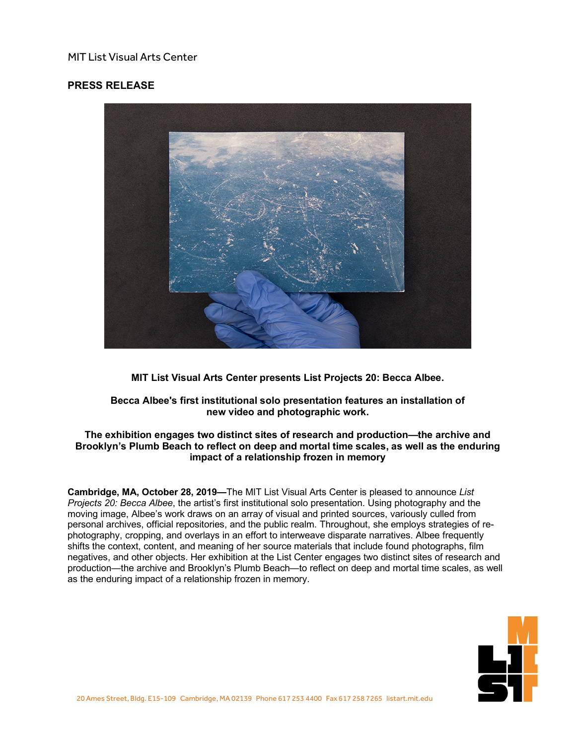MIT List Visual Arts Center

**PRESS RELEASE**

**MIT List Visual Arts Center presents List Projects 20: Becca Albee.**

**Becca Albee's first institutional solo presentation features an installation of new video and photographic work.**

**The exhibition engages two distinct sites of research and production—the archive and Brooklyn's Plumb Beach to reflect on deep and mortal time scales, as well as the enduring impact of a relationship frozen in memory**

**Cambridge, MA, October 28, 2019—**The MIT List Visual Arts Center is pleased to announce *List Projects 20: Becca Albee*, the artist's first institutional solo presentation. Using photography and the moving image, Albee's work draws on an array of visual and printed sources, variously culled from personal archives, official repositories, and the public realm. Throughout, she employs strategies of re-photography, cropping, and overlays in an effort to interweave disparate narratives. Albee frequently shifts the context, content, and meaning of her source materials that include found photographs, film negatives, and other objects. Her exhibition at the List Center engages two distinct sites of research and production—the archive and Brooklyn's Plumb Beach—to reflect on deep and mortal time scales, as well as the enduring impact of a relationship frozen in memory.

20 Ames Street, Bldg. E15-109 Cambridge, MA 02139 Phone 617 253 4400 Fax 617 258 7265 listart.mit.edu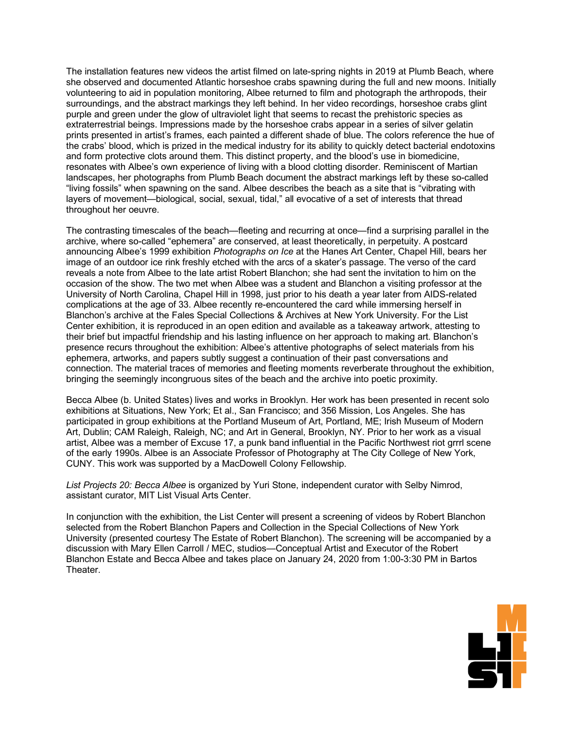The installation features new videos the artist filmed on late-spring nights in 2019 at Plumb Beach, where she observed and documented Atlantic horseshoe crabs spawning during the full and new moons. Initially volunteering to aid in population monitoring, Albee returned to film and photograph the arthropods, their surroundings, and the abstract markings they left behind. In her video recordings, horseshoe crabs glint purple and green under the glow of ultraviolet light that seems to recast the prehistoric species as extraterrestrial beings. Impressions made by the horseshoe crabs appear in a series of silver gelatin prints presented in artist's frames, each painted a different shade of blue. The colors reference the hue of the crabs' blood, which is prized in the medical industry for its ability to quickly detect bacterial endotoxins and form protective clots around them. This distinct property, and the blood's use in biomedicine, resonates with Albee's own experience of living with a blood clotting disorder. Reminiscent of Martian landscapes, her photographs from Plumb Beach document the abstract markings left by these so-called "living fossils" when spawning on the sand. Albee describes the beach as a site that is "vibrating with layers of movement—biological, social, sexual, tidal," all evocative of a set of interests that thread throughout her oeuvre.

The contrasting timescales of the beach—fleeting and recurring at once—find a surprising parallel in the archive, where so-called "ephemera" are conserved, at least theoretically, in perpetuity. A postcard announcing Albee's 1999 exhibition *Photographs on Ice* at the Hanes Art Center, Chapel Hill, bears her image of an outdoor ice rink freshly etched with the arcs of a skater's passage. The verso of the card reveals a note from Albee to the late artist Robert Blanchon; she had sent the invitation to him on the occasion of the show. The two met when Albee was a student and Blanchon a visiting professor at the University of North Carolina, Chapel Hill in 1998, just prior to his death a year later from AIDS-related complications at the age of 33. Albee recently re-encountered the card while immersing herself in Blanchon's archive at the Fales Special Collections & Archives at New York University. For the List Center exhibition, it is reproduced in an open edition and available as a takeaway artwork, attesting to their brief but impactful friendship and his lasting influence on her approach to making art. Blanchon's presence recurs throughout the exhibition: Albee's attentive photographs of select materials from his ephemera, artworks, and papers subtly suggest a continuation of their past conversations and connection. The material traces of memories and fleeting moments reverberate throughout the exhibition, bringing the seemingly incongruous sites of the beach and the archive into poetic proximity.

Becca Albee (b. United States) lives and works in Brooklyn. Her work has been presented in recent solo exhibitions at Situations, New York; Et al., San Francisco; and 356 Mission, Los Angeles. She has participated in group exhibitions at the Portland Museum of Art, Portland, ME; Irish Museum of Modern Art, Dublin; CAM Raleigh, Raleigh, NC; and Art in General, Brooklyn, NY. Prior to her work as a visual artist, Albee was a member of Excuse 17, a punk band influential in the Pacific Northwest riot grrrl scene of the early 1990s. Albee is an Associate Professor of Photography at The City College of New York, CUNY. This work was supported by a MacDowell Colony Fellowship.

*List Projects 20: Becca Albee* is organized by Yuri Stone, independent curator with Selby Nimrod, assistant curator, MIT List Visual Arts Center.

In conjunction with the exhibition, the List Center will present a screening of videos by Robert Blanchon selected from the Robert Blanchon Papers and Collection in the Special Collections of New York University (presented courtesy The Estate of Robert Blanchon). The screening will be accompanied by a discussion with Mary Ellen Carroll / MEC, studios—Conceptual Artist and Executor of the Robert Blanchon Estate and Becca Albee and takes place on January 24, 2020 from 1:00-3:30 PM in Bartos Theater.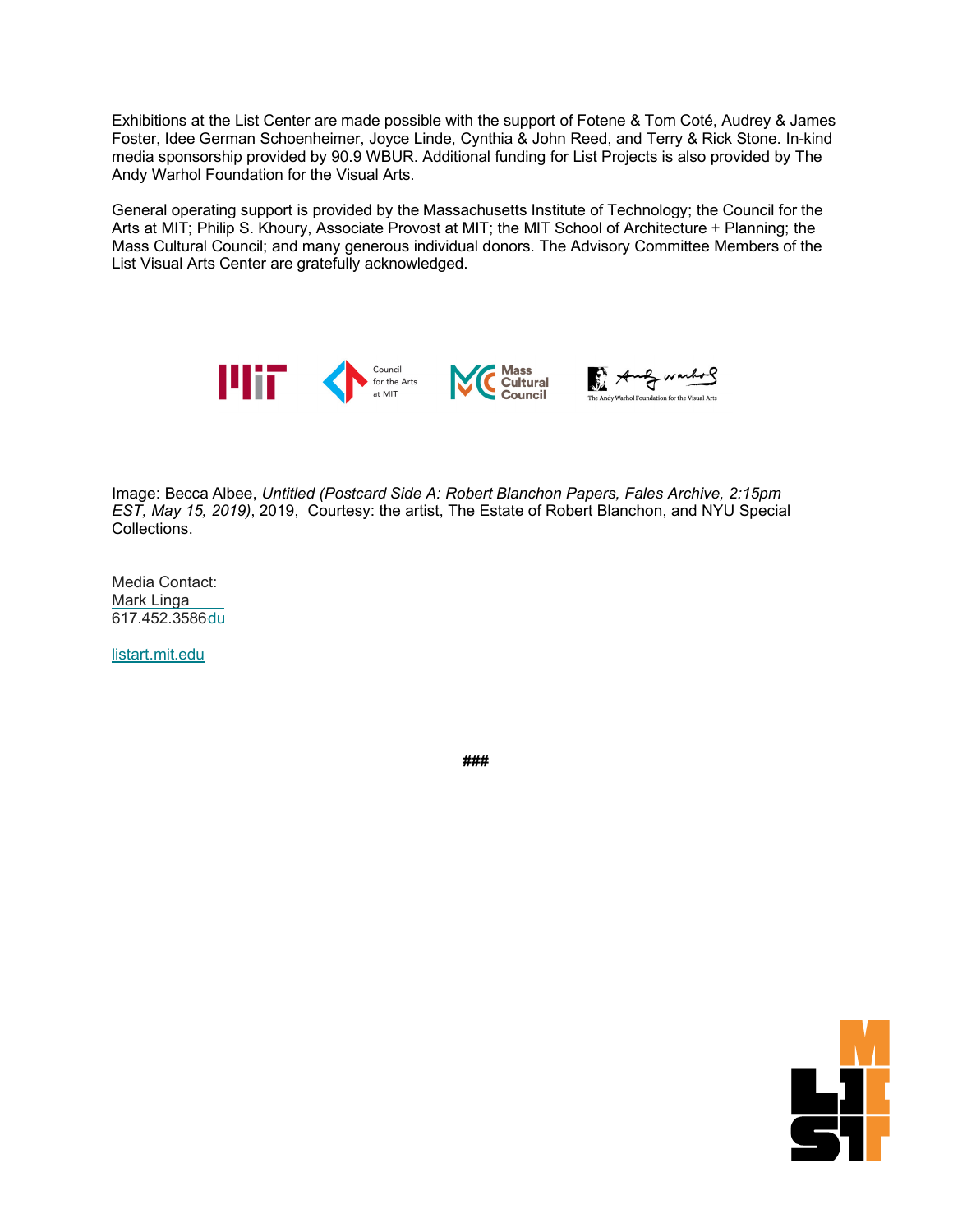Exhibitions at the List Center are made possible with the support of Fotene & Tom Coté, Audrey & James Foster, Idee German Schoenheimer, Joyce Linde, Cynthia & John Reed, and Terry & Rick Stone. In-kind media sponsorship provided by 90.9 WBUR. Additional funding for List Projects is also provided by The Andy Warhol Foundation for the Visual Arts.

General operating support is provided by the Massachusetts Institute of Technology; the Council for the Arts at MIT; Philip S. Khoury, Associate Provost at MIT; the MIT School of Architecture + Planning; the Mass Cultural Council; and many generous individual donors. The Advisory Committee Members of the List Visual Arts Center are gratefully acknowledged.

Council for the Arts at MIT

Mass Cultural Council

The Andy Warhol Foundation for the Visual Arts

Image: Becca Albee, *Untitled (Postcard Side A: Robert Blanchon Papers, Fales Archive, 2:15pm EST, May 15, 2019)*, 2019, Courtesy: the artist, The Estate of Robert Blanchon, and NYU Special Collections.

Media Contact:
Mark Linga
617.452.3586du

listart.mit.edu

###